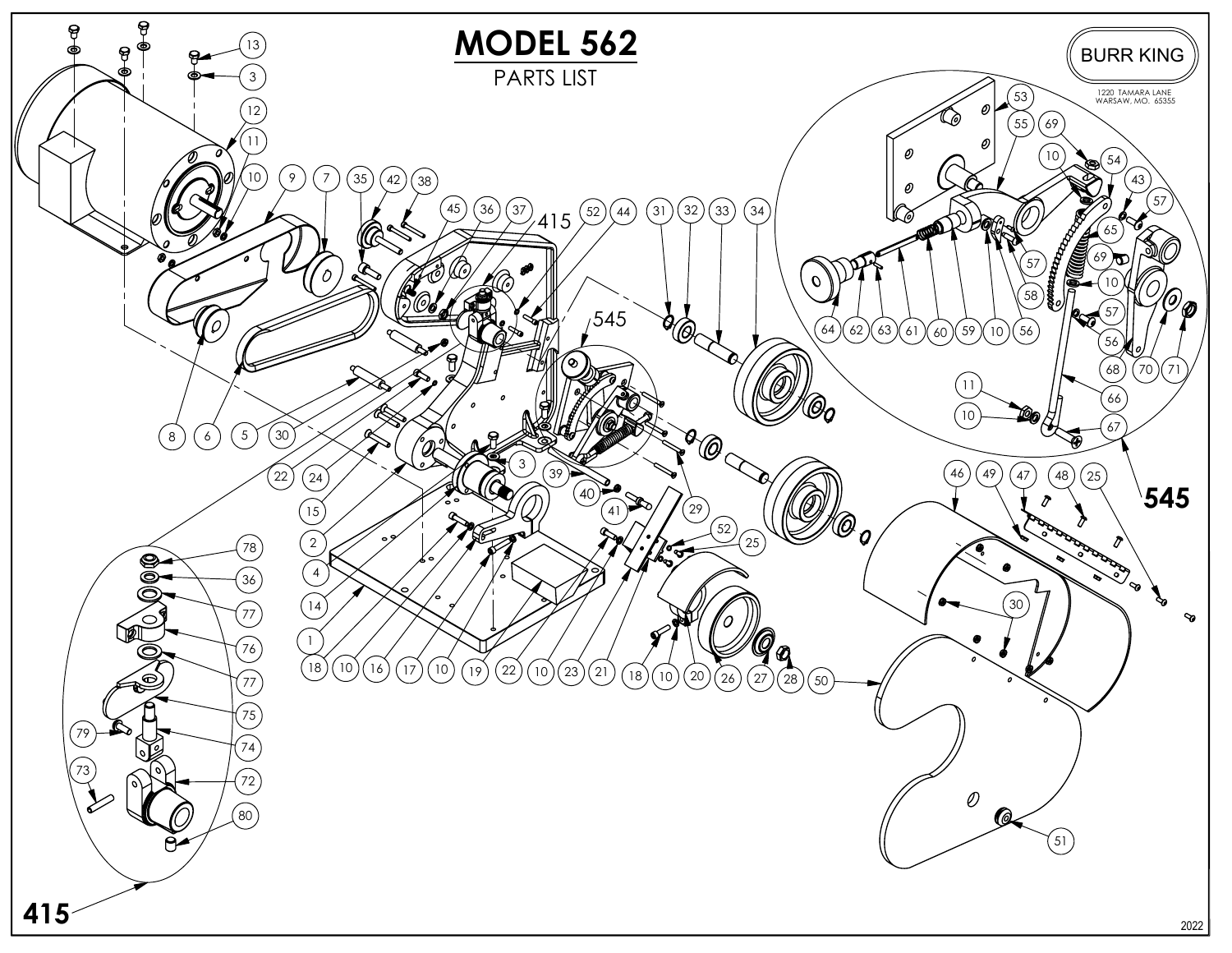# MODEL 562

PARTS LIST

BURR KING

1220 TAMARA LANE
WARSAW, MO. 65355

415

545

2022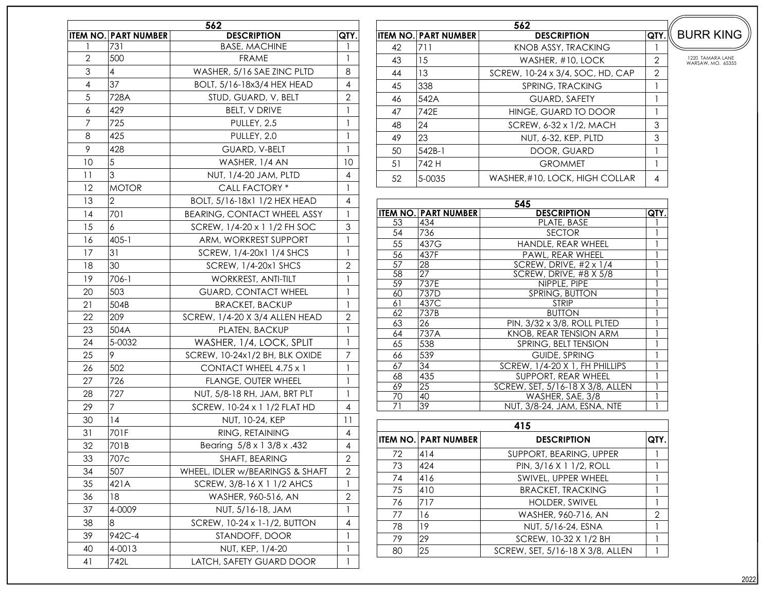**BURR KING**

1220 TAMARA LANE
WARSAW, MO. 65355

| 562 | | | |
|---|---|---|---|
| ITEM NO. | PART NUMBER | DESCRIPTION | QTY. |
| 1 | 731 | BASE, MACHINE | 1 |
| 2 | 500 | FRAME | 1 |
| 3 | 4 | WASHER, 5/16 SAE ZINC PLTD | 8 |
| 4 | 37 | BOLT, 5/16-18x3/4 HEX HEAD | 4 |
| 5 | 728A | STUD, GUARD, V, BELT | 2 |
| 6 | 429 | BELT, V DRIVE | 1 |
| 7 | 725 | PULLEY, 2.5 | 1 |
| 8 | 425 | PULLEY, 2.0 | 1 |
| 9 | 428 | GUARD, V-BELT | 1 |
| 10 | 5 | WASHER, 1/4 AN | 10 |
| 11 | 3 | NUT, 1/4-20 JAM, PLTD | 4 |
| 12 | MOTOR | CALL FACTORY * | 1 |
| 13 | 2 | BOLT, 5/16-18x1 1/2 HEX HEAD | 4 |
| 14 | 701 | BEARING, CONTACT WHEEL ASSY | 1 |
| 15 | 6 | SCREW, 1/4-20 x 1 1/2 FH SOC | 3 |
| 16 | 405-1 | ARM, WORKREST SUPPORT | 1 |
| 17 | 31 | SCREW, 1/4-20x1 1/4 SHCS | 1 |
| 18 | 30 | SCREW, 1/4-20x1 SHCS | 2 |
| 19 | 706-1 | WORKREST, ANTI-TILT | 1 |
| 20 | 503 | GUARD, CONTACT WHEEL | 1 |
| 21 | 504B | BRACKET, BACKUP | 1 |
| 22 | 209 | SCREW, 1/4-20 X 3/4 ALLEN HEAD | 2 |
| 23 | 504A | PLATEN, BACKUP | 1 |
| 24 | 5-0032 | WASHER, 1/4, LOCK, SPLIT | 1 |
| 25 | 9 | SCREW, 10-24x1/2 BH, BLK OXIDE | 7 |
| 26 | 502 | CONTACT WHEEL 4.75 x 1 | 1 |
| 27 | 726 | FLANGE, OUTER WHEEL | 1 |
| 28 | 727 | NUT, 5/8-18 RH, JAM, BRT PLT | 1 |
| 29 | 7 | SCREW, 10-24 x 1 1/2 FLAT HD | 4 |
| 30 | 14 | NUT, 10-24, KEP | 11 |
| 31 | 701F | RING, RETAINING | 4 |
| 32 | 701B | Bearing 5/8 x 1 3/8 x .432 | 4 |
| 33 | 707c | SHAFT, BEARING | 2 |
| 34 | 507 | WHEEL, IDLER w/BEARINGS & SHAFT | 2 |
| 35 | 421A | SCREW, 3/8-16 X 1 1/2 AHCS | 1 |
| 36 | 18 | WASHER, 960-516, AN | 2 |
| 37 | 4-0009 | NUT, 5/16-18, JAM | 1 |
| 38 | 8 | SCREW, 10-24 x 1-1/2, BUTTON | 4 |
| 39 | 942C-4 | STANDOFF, DOOR | 1 |
| 40 | 4-0013 | NUT, KEP, 1/4-20 | 1 |
| 41 | 742L | LATCH, SAFETY GUARD DOOR | 1 |
| 42 | 711 | KNOB ASSY, TRACKING | 1 |
| 43 | 15 | WASHER, #10, LOCK | 2 |
| 44 | 13 | SCREW, 10-24 x 3/4, SOC, HD, CAP | 2 |
| 45 | 338 | SPRING, TRACKING | 1 |
| 46 | 542A | GUARD, SAFETY | 1 |
| 47 | 742E | HINGE, GUARD TO DOOR | 1 |
| 48 | 24 | SCREW, 6-32 x 1/2, MACH | 3 |
| 49 | 23 | NUT, 6-32, KEP, PLTD | 3 |
| 50 | 542B-1 | DOOR, GUARD | 1 |
| 51 | 742 H | GROMMET | 1 |
| 52 | 5-0035 | WASHER,#10, LOCK, HIGH COLLAR | 4 |

| 545 | | | |
|---|---|---|---|
| ITEM NO. | PART NUMBER | DESCRIPTION | QTY. |
| 53 | 434 | PLATE, BASE | 1 |
| 54 | 736 | SECTOR | 1 |
| 55 | 437G | HANDLE, REAR WHEEL | 1 |
| 56 | 437F | PAWL, REAR WHEEL | 1 |
| 57 | 28 | SCREW, DRIVE, #2 x 1/4 | 1 |
| 58 | 27 | SCREW, DRIVE, #8 X 5/8 | 1 |
| 59 | 737E | NIPPLE, PIPE | 1 |
| 60 | 737D | SPRING, BUTTON | 1 |
| 61 | 437C | STRIP | 1 |
| 62 | 737B | BUTTON | 1 |
| 63 | 26 | PIN, 3/32 x 3/8, ROLL PLTED | 1 |
| 64 | 737A | KNOB, REAR TENSION ARM | 1 |
| 65 | 538 | SPRING, BELT TENSION | 1 |
| 66 | 539 | GUIDE, SPRING | 1 |
| 67 | 34 | SCREW, 1/4-20 X 1, FH PHILLIPS | 1 |
| 68 | 435 | SUPPORT, REAR WHEEL | 1 |
| 69 | 25 | SCREW, SET, 5/16-18 X 3/8, ALLEN | 1 |
| 70 | 40 | WASHER, SAE, 3/8 | 1 |
| 71 | 39 | NUT, 3/8-24, JAM, ESNA, NTE | 1 |

| 415 | | | |
|---|---|---|---|
| ITEM NO. | PART NUMBER | DESCRIPTION | QTY. |
| 72 | 414 | SUPPORT, BEARING, UPPER | 1 |
| 73 | 424 | PIN, 3/16 X 1 1/2, ROLL | 1 |
| 74 | 416 | SWIVEL, UPPER WHEEL | 1 |
| 75 | 410 | BRACKET, TRACKING | 1 |
| 76 | 717 | HOLDER, SWIVEL | 1 |
| 77 | 16 | WASHER, 960-716, AN | 2 |
| 78 | 19 | NUT, 5/16-24, ESNA | 1 |
| 79 | 29 | SCREW, 10-32 X 1/2 BH | 1 |
| 80 | 25 | SCREW, SET, 5/16-18 X 3/8, ALLEN | 1 |

2022